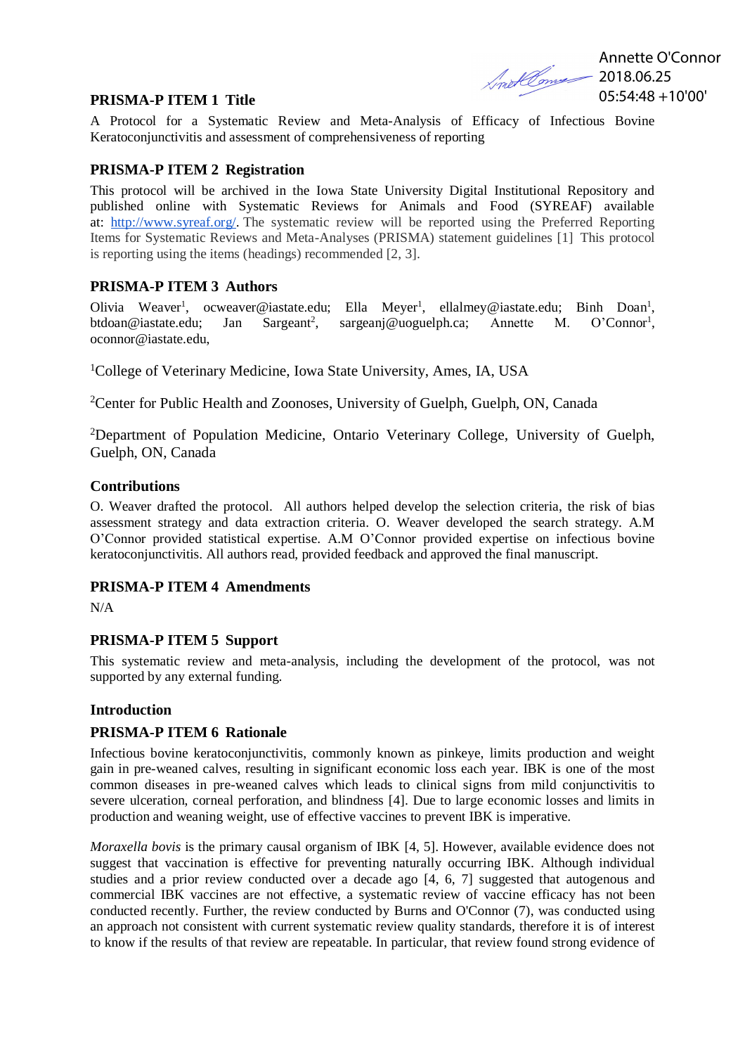Annette O'Connor
2018.06.25
05:54:48 +10'00'

## PRISMA-P ITEM 1 Title

A Protocol for a Systematic Review and Meta-Analysis of Efficacy of Infectious Bovine Keratoconjunctivitis and assessment of comprehensiveness of reporting

## PRISMA-P ITEM 2 Registration

This protocol will be archived in the Iowa State University Digital Institutional Repository and published online with Systematic Reviews for Animals and Food (SYREAF) available at: http://www.syreaf.org/. The systematic review will be reported using the Preferred Reporting Items for Systematic Reviews and Meta-Analyses (PRISMA) statement guidelines [1] This protocol is reporting using the items (headings) recommended [2, 3].

## PRISMA-P ITEM 3 Authors

Olivia Weaver[1], ocweaver@iastate.edu; Ella Meyer[1], ellalmey@iastate.edu; Binh Doan[1], btdoan@iastate.edu; Jan Sargeant[2], sargeanj@uoguelph.ca; Annette M. O'Connor[1], oconnor@iastate.edu,

[1]College of Veterinary Medicine, Iowa State University, Ames, IA, USA

[2]Center for Public Health and Zoonoses, University of Guelph, Guelph, ON, Canada

[2]Department of Population Medicine, Ontario Veterinary College, University of Guelph, Guelph, ON, Canada

## Contributions

O. Weaver drafted the protocol. All authors helped develop the selection criteria, the risk of bias assessment strategy and data extraction criteria. O. Weaver developed the search strategy. A.M O'Connor provided statistical expertise. A.M O'Connor provided expertise on infectious bovine keratoconjunctivitis. All authors read, provided feedback and approved the final manuscript.

## PRISMA-P ITEM 4 Amendments

N/A

## PRISMA-P ITEM 5 Support

This systematic review and meta-analysis, including the development of the protocol, was not supported by any external funding.

## Introduction

## PRISMA-P ITEM 6 Rationale

Infectious bovine keratoconjunctivitis, commonly known as pinkeye, limits production and weight gain in pre-weaned calves, resulting in significant economic loss each year. IBK is one of the most common diseases in pre-weaned calves which leads to clinical signs from mild conjunctivitis to severe ulceration, corneal perforation, and blindness [4]. Due to large economic losses and limits in production and weaning weight, use of effective vaccines to prevent IBK is imperative.

*Moraxella bovis* is the primary causal organism of IBK [4, 5]. However, available evidence does not suggest that vaccination is effective for preventing naturally occurring IBK. Although individual studies and a prior review conducted over a decade ago [4, 6, 7] suggested that autogenous and commercial IBK vaccines are not effective, a systematic review of vaccine efficacy has not been conducted recently. Further, the review conducted by Burns and O'Connor (7), was conducted using an approach not consistent with current systematic review quality standards, therefore it is of interest to know if the results of that review are repeatable. In particular, that review found strong evidence of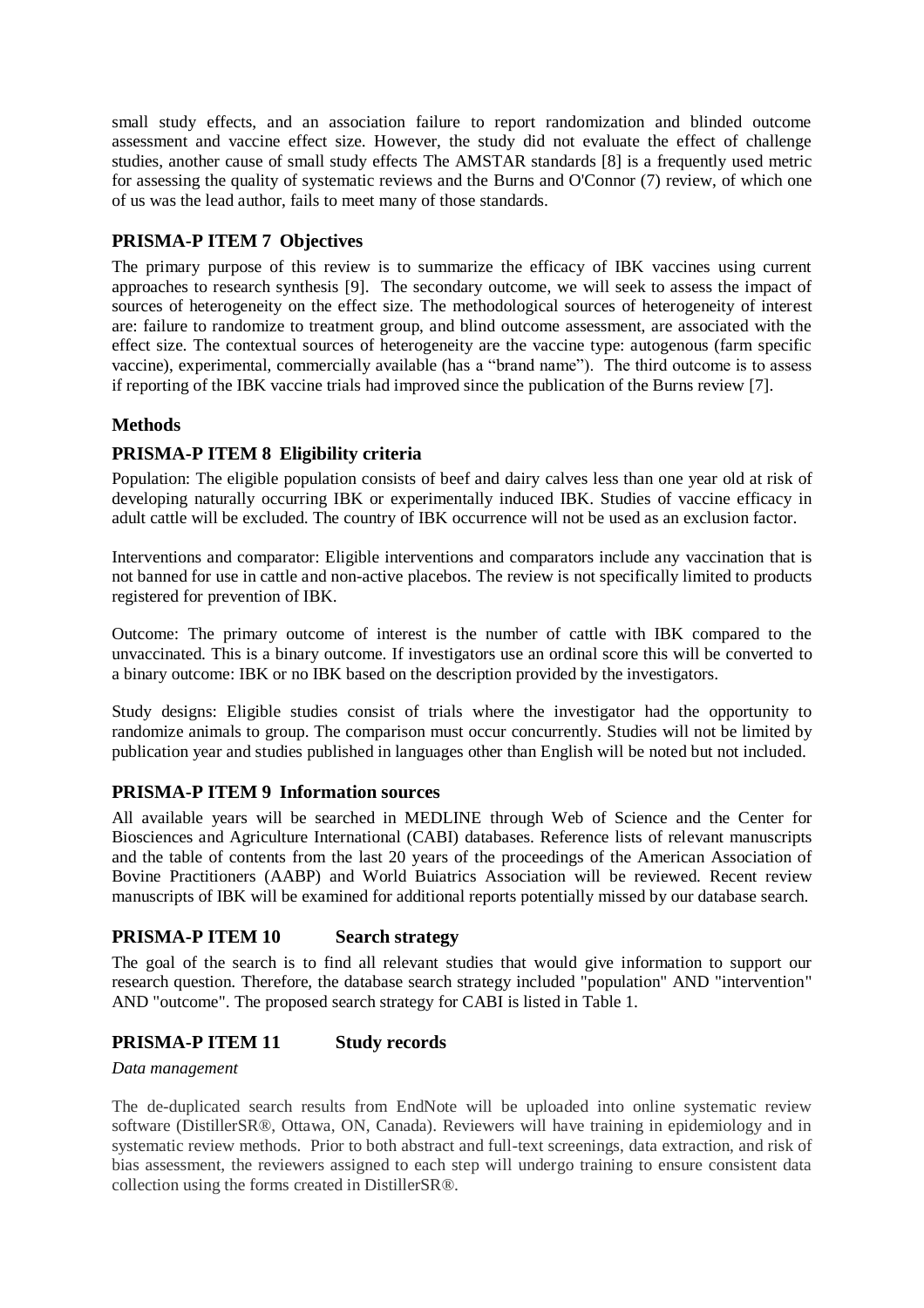small study effects, and an association failure to report randomization and blinded outcome assessment and vaccine effect size. However, the study did not evaluate the effect of challenge studies, another cause of small study effects The AMSTAR standards [8] is a frequently used metric for assessing the quality of systematic reviews and the Burns and O'Connor (7) review, of which one of us was the lead author, fails to meet many of those standards.

### PRISMA-P ITEM 7 Objectives

The primary purpose of this review is to summarize the efficacy of IBK vaccines using current approaches to research synthesis [9]. The secondary outcome, we will seek to assess the impact of sources of heterogeneity on the effect size. The methodological sources of heterogeneity of interest are: failure to randomize to treatment group, and blind outcome assessment, are associated with the effect size. The contextual sources of heterogeneity are the vaccine type: autogenous (farm specific vaccine), experimental, commercially available (has a "brand name"). The third outcome is to assess if reporting of the IBK vaccine trials had improved since the publication of the Burns review [7].

## Methods

### PRISMA-P ITEM 8 Eligibility criteria

Population: The eligible population consists of beef and dairy calves less than one year old at risk of developing naturally occurring IBK or experimentally induced IBK. Studies of vaccine efficacy in adult cattle will be excluded. The country of IBK occurrence will not be used as an exclusion factor.

Interventions and comparator: Eligible interventions and comparators include any vaccination that is not banned for use in cattle and non-active placebos. The review is not specifically limited to products registered for prevention of IBK.

Outcome: The primary outcome of interest is the number of cattle with IBK compared to the unvaccinated. This is a binary outcome. If investigators use an ordinal score this will be converted to a binary outcome: IBK or no IBK based on the description provided by the investigators.

Study designs: Eligible studies consist of trials where the investigator had the opportunity to randomize animals to group. The comparison must occur concurrently. Studies will not be limited by publication year and studies published in languages other than English will be noted but not included.

### PRISMA-P ITEM 9 Information sources

All available years will be searched in MEDLINE through Web of Science and the Center for Biosciences and Agriculture International (CABI) databases. Reference lists of relevant manuscripts and the table of contents from the last 20 years of the proceedings of the American Association of Bovine Practitioners (AABP) and World Buiatrics Association will be reviewed. Recent review manuscripts of IBK will be examined for additional reports potentially missed by our database search.

### PRISMA-P ITEM 10 Search strategy

The goal of the search is to find all relevant studies that would give information to support our research question. Therefore, the database search strategy included "population" AND "intervention" AND "outcome". The proposed search strategy for CABI is listed in Table 1.

### PRISMA-P ITEM 11 Study records

*Data management*

The de-duplicated search results from EndNote will be uploaded into online systematic review software (DistillerSR®, Ottawa, ON, Canada). Reviewers will have training in epidemiology and in systematic review methods. Prior to both abstract and full-text screenings, data extraction, and risk of bias assessment, the reviewers assigned to each step will undergo training to ensure consistent data collection using the forms created in DistillerSR®.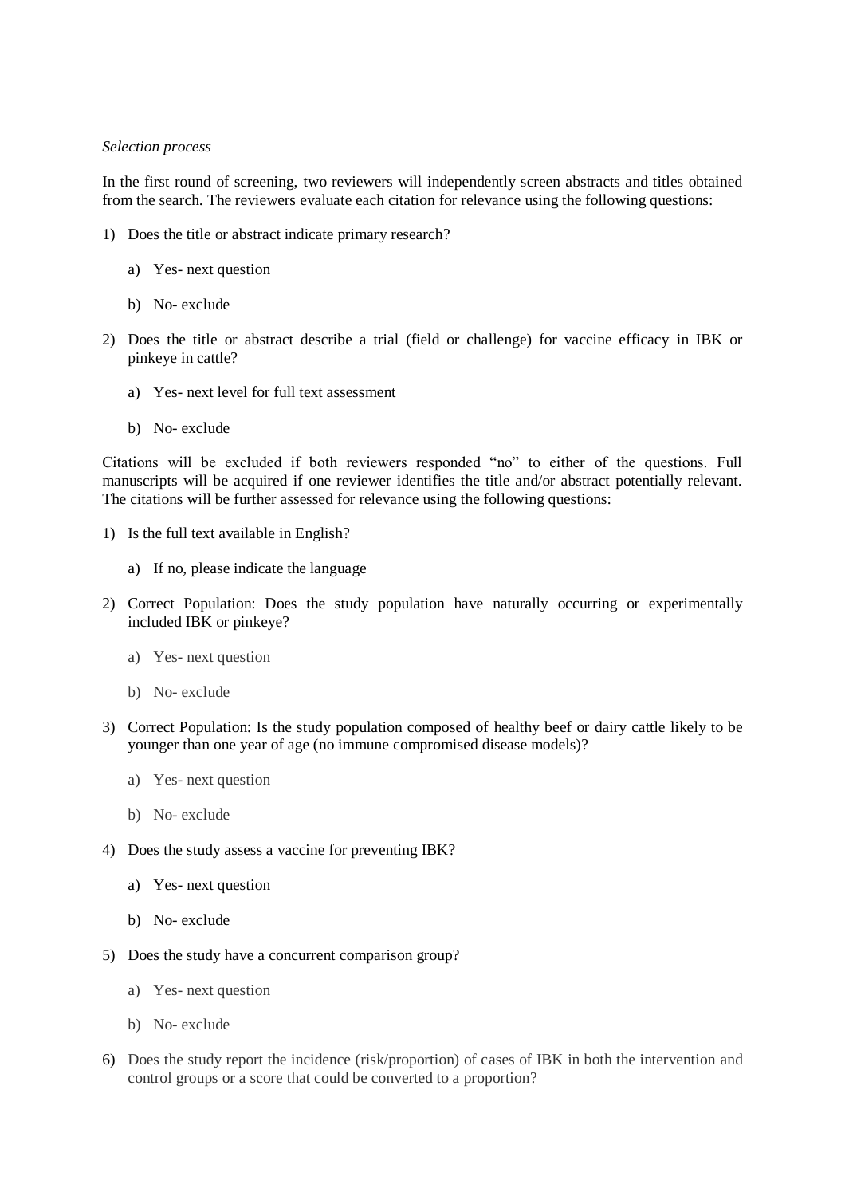*Selection process*

In the first round of screening, two reviewers will independently screen abstracts and titles obtained from the search. The reviewers evaluate each citation for relevance using the following questions:

1) Does the title or abstract indicate primary research?

    a) Yes- next question

    b) No- exclude

2) Does the title or abstract describe a trial (field or challenge) for vaccine efficacy in IBK or pinkeye in cattle?

    a) Yes- next level for full text assessment

    b) No- exclude

Citations will be excluded if both reviewers responded "no" to either of the questions. Full manuscripts will be acquired if one reviewer identifies the title and/or abstract potentially relevant. The citations will be further assessed for relevance using the following questions:

1) Is the full text available in English?

    a) If no, please indicate the language

2) Correct Population: Does the study population have naturally occurring or experimentally included IBK or pinkeye?

    a) Yes- next question

    b) No- exclude

3) Correct Population: Is the study population composed of healthy beef or dairy cattle likely to be younger than one year of age (no immune compromised disease models)?

    a) Yes- next question

    b) No- exclude

4) Does the study assess a vaccine for preventing IBK?

    a) Yes- next question

    b) No- exclude

5) Does the study have a concurrent comparison group?

    a) Yes- next question

    b) No- exclude

6) Does the study report the incidence (risk/proportion) of cases of IBK in both the intervention and control groups or a score that could be converted to a proportion?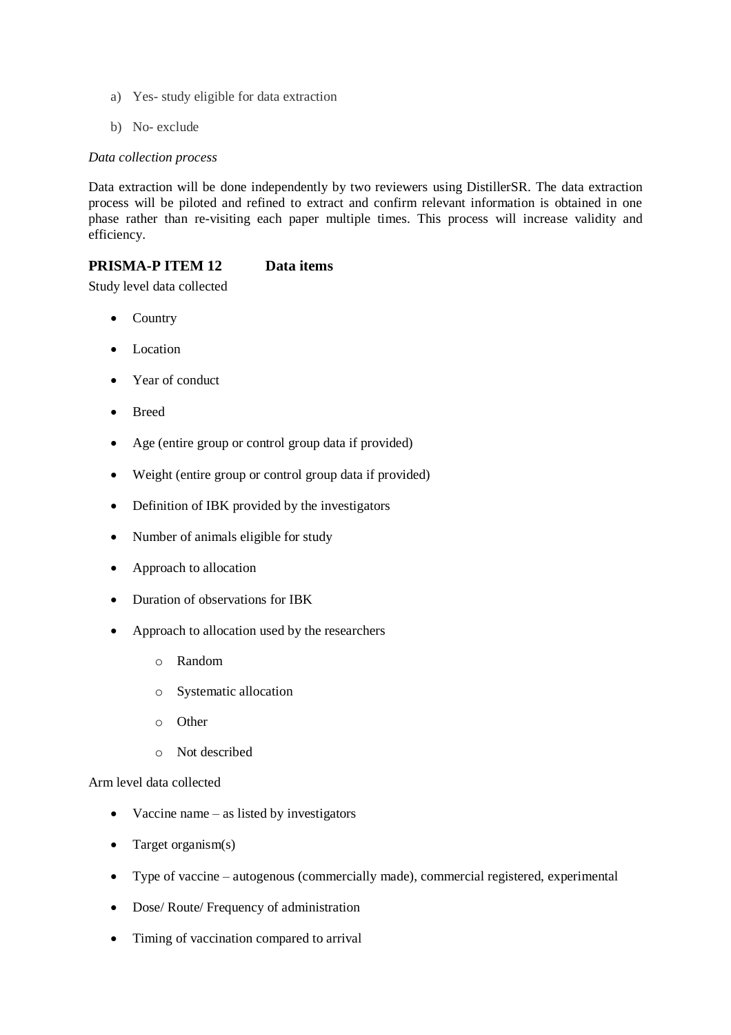a) Yes- study eligible for data extraction

b) No- exclude

*Data collection process*

Data extraction will be done independently by two reviewers using DistillerSR. The data extraction process will be piloted and refined to extract and confirm relevant information is obtained in one phase rather than re-visiting each paper multiple times. This process will increase validity and efficiency.

### PRISMA-P ITEM 12 Data items

Study level data collected

- Country
- Location
- Year of conduct
- Breed
- Age (entire group or control group data if provided)
- Weight (entire group or control group data if provided)
- Definition of IBK provided by the investigators
- Number of animals eligible for study
- Approach to allocation
- Duration of observations for IBK
- Approach to allocation used by the researchers
    - Random
    - Systematic allocation
    - Other
    - Not described

Arm level data collected

- Vaccine name – as listed by investigators
- Target organism(s)
- Type of vaccine – autogenous (commercially made), commercial registered, experimental
- Dose/ Route/ Frequency of administration
- Timing of vaccination compared to arrival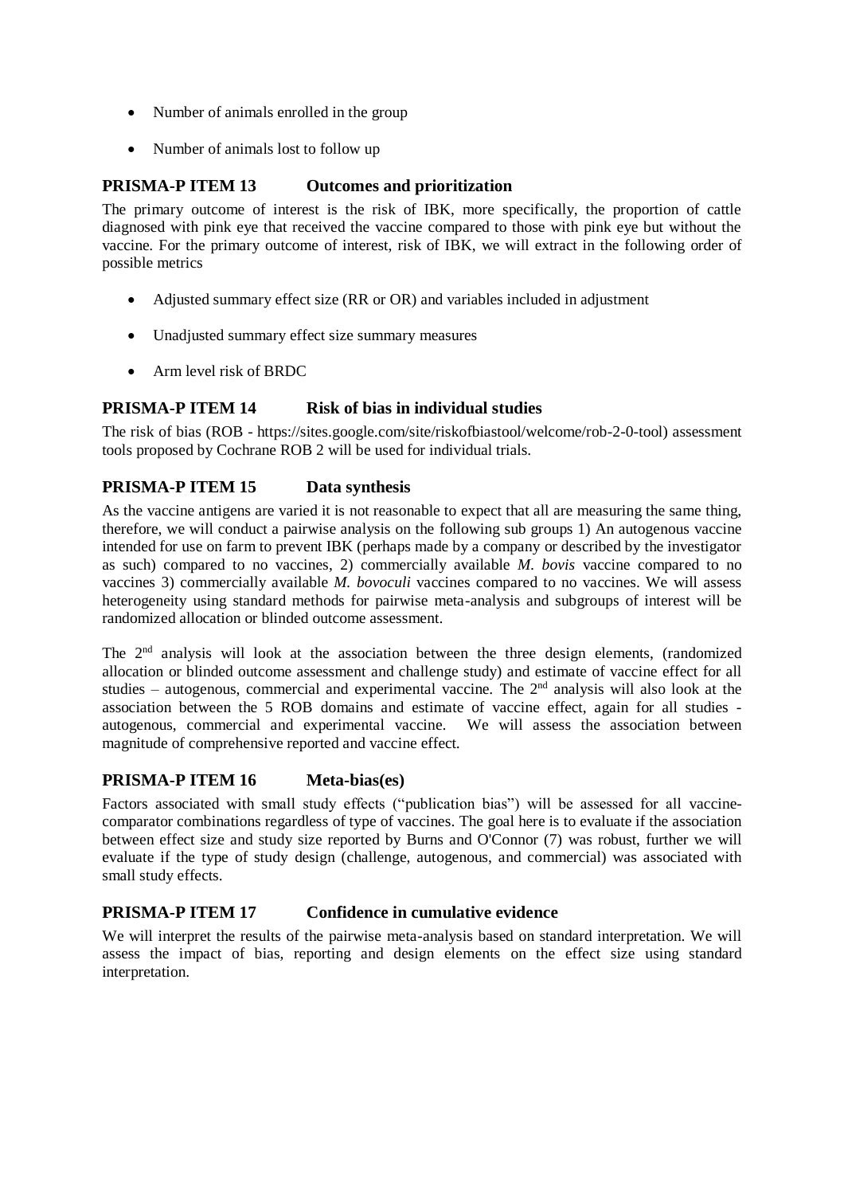- Number of animals enrolled in the group
- Number of animals lost to follow up

## PRISMA-P ITEM 13 Outcomes and prioritization

The primary outcome of interest is the risk of IBK, more specifically, the proportion of cattle diagnosed with pink eye that received the vaccine compared to those with pink eye but without the vaccine. For the primary outcome of interest, risk of IBK, we will extract in the following order of possible metrics

- Adjusted summary effect size (RR or OR) and variables included in adjustment
- Unadjusted summary effect size summary measures
- Arm level risk of BRDC

## PRISMA-P ITEM 14 Risk of bias in individual studies

The risk of bias (ROB - https://sites.google.com/site/riskofbiastool/welcome/rob-2-0-tool) assessment tools proposed by Cochrane ROB 2 will be used for individual trials.

## PRISMA-P ITEM 15 Data synthesis

As the vaccine antigens are varied it is not reasonable to expect that all are measuring the same thing, therefore, we will conduct a pairwise analysis on the following sub groups 1) An autogenous vaccine intended for use on farm to prevent IBK (perhaps made by a company or described by the investigator as such) compared to no vaccines, 2) commercially available *M. bovis* vaccine compared to no vaccines 3) commercially available *M. bovoculi* vaccines compared to no vaccines. We will assess heterogeneity using standard methods for pairwise meta-analysis and subgroups of interest will be randomized allocation or blinded outcome assessment.

The 2nd analysis will look at the association between the three design elements, (randomized allocation or blinded outcome assessment and challenge study) and estimate of vaccine effect for all studies – autogenous, commercial and experimental vaccine. The 2nd analysis will also look at the association between the 5 ROB domains and estimate of vaccine effect, again for all studies - autogenous, commercial and experimental vaccine. We will assess the association between magnitude of comprehensive reported and vaccine effect.

## PRISMA-P ITEM 16 Meta-bias(es)

Factors associated with small study effects ("publication bias") will be assessed for all vaccine-comparator combinations regardless of type of vaccines. The goal here is to evaluate if the association between effect size and study size reported by Burns and O'Connor (7) was robust, further we will evaluate if the type of study design (challenge, autogenous, and commercial) was associated with small study effects.

## PRISMA-P ITEM 17 Confidence in cumulative evidence

We will interpret the results of the pairwise meta-analysis based on standard interpretation. We will assess the impact of bias, reporting and design elements on the effect size using standard interpretation.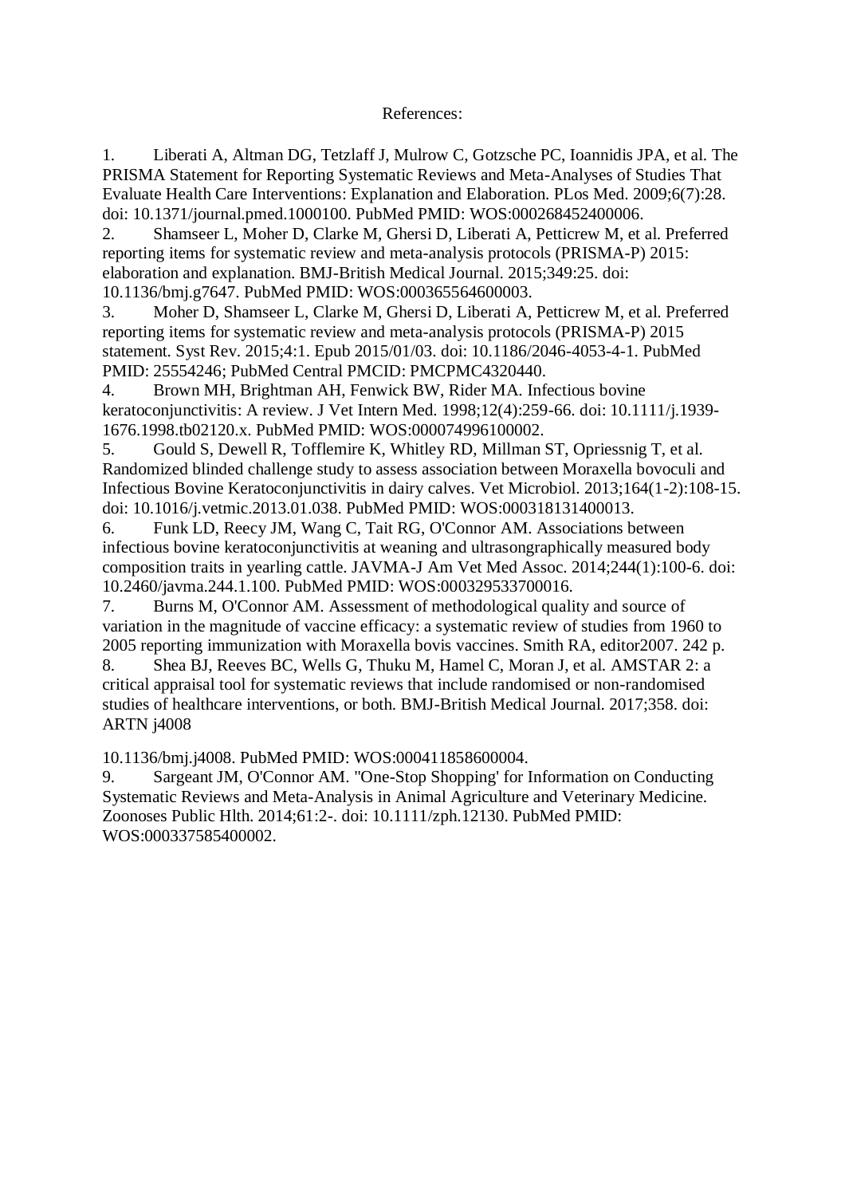References:

1. Liberati A, Altman DG, Tetzlaff J, Mulrow C, Gotzsche PC, Ioannidis JPA, et al. The PRISMA Statement for Reporting Systematic Reviews and Meta-Analyses of Studies That Evaluate Health Care Interventions: Explanation and Elaboration. PLos Med. 2009;6(7):28. doi: 10.1371/journal.pmed.1000100. PubMed PMID: WOS:000268452400006.
2. Shamseer L, Moher D, Clarke M, Ghersi D, Liberati A, Petticrew M, et al. Preferred reporting items for systematic review and meta-analysis protocols (PRISMA-P) 2015: elaboration and explanation. BMJ-British Medical Journal. 2015;349:25. doi: 10.1136/bmj.g7647. PubMed PMID: WOS:000365564600003.
3. Moher D, Shamseer L, Clarke M, Ghersi D, Liberati A, Petticrew M, et al. Preferred reporting items for systematic review and meta-analysis protocols (PRISMA-P) 2015 statement. Syst Rev. 2015;4:1. Epub 2015/01/03. doi: 10.1186/2046-4053-4-1. PubMed PMID: 25554246; PubMed Central PMCID: PMCPMC4320440.
4. Brown MH, Brightman AH, Fenwick BW, Rider MA. Infectious bovine keratoconjunctivitis: A review. J Vet Intern Med. 1998;12(4):259-66. doi: 10.1111/j.1939-1676.1998.tb02120.x. PubMed PMID: WOS:000074996100002.
5. Gould S, Dewell R, Tofflemire K, Whitley RD, Millman ST, Opriessnig T, et al. Randomized blinded challenge study to assess association between Moraxella bovoculi and Infectious Bovine Keratoconjunctivitis in dairy calves. Vet Microbiol. 2013;164(1-2):108-15. doi: 10.1016/j.vetmic.2013.01.038. PubMed PMID: WOS:000318131400013.
6. Funk LD, Reecy JM, Wang C, Tait RG, O'Connor AM. Associations between infectious bovine keratoconjunctivitis at weaning and ultrasongraphically measured body composition traits in yearling cattle. JAVMA-J Am Vet Med Assoc. 2014;244(1):100-6. doi: 10.2460/javma.244.1.100. PubMed PMID: WOS:000329533700016.
7. Burns M, O'Connor AM. Assessment of methodological quality and source of variation in the magnitude of vaccine efficacy: a systematic review of studies from 1960 to 2005 reporting immunization with Moraxella bovis vaccines. Smith RA, editor2007. 242 p.
8. Shea BJ, Reeves BC, Wells G, Thuku M, Hamel C, Moran J, et al. AMSTAR 2: a critical appraisal tool for systematic reviews that include randomised or non-randomised studies of healthcare interventions, or both. BMJ-British Medical Journal. 2017;358. doi: ARTN j4008

   10.1136/bmj.j4008. PubMed PMID: WOS:000411858600004.
9. Sargeant JM, O'Connor AM. "One-Stop Shopping' for Information on Conducting Systematic Reviews and Meta-Analysis in Animal Agriculture and Veterinary Medicine. Zoonoses Public Hlth. 2014;61:2-. doi: 10.1111/zph.12130. PubMed PMID: WOS:000337585400002.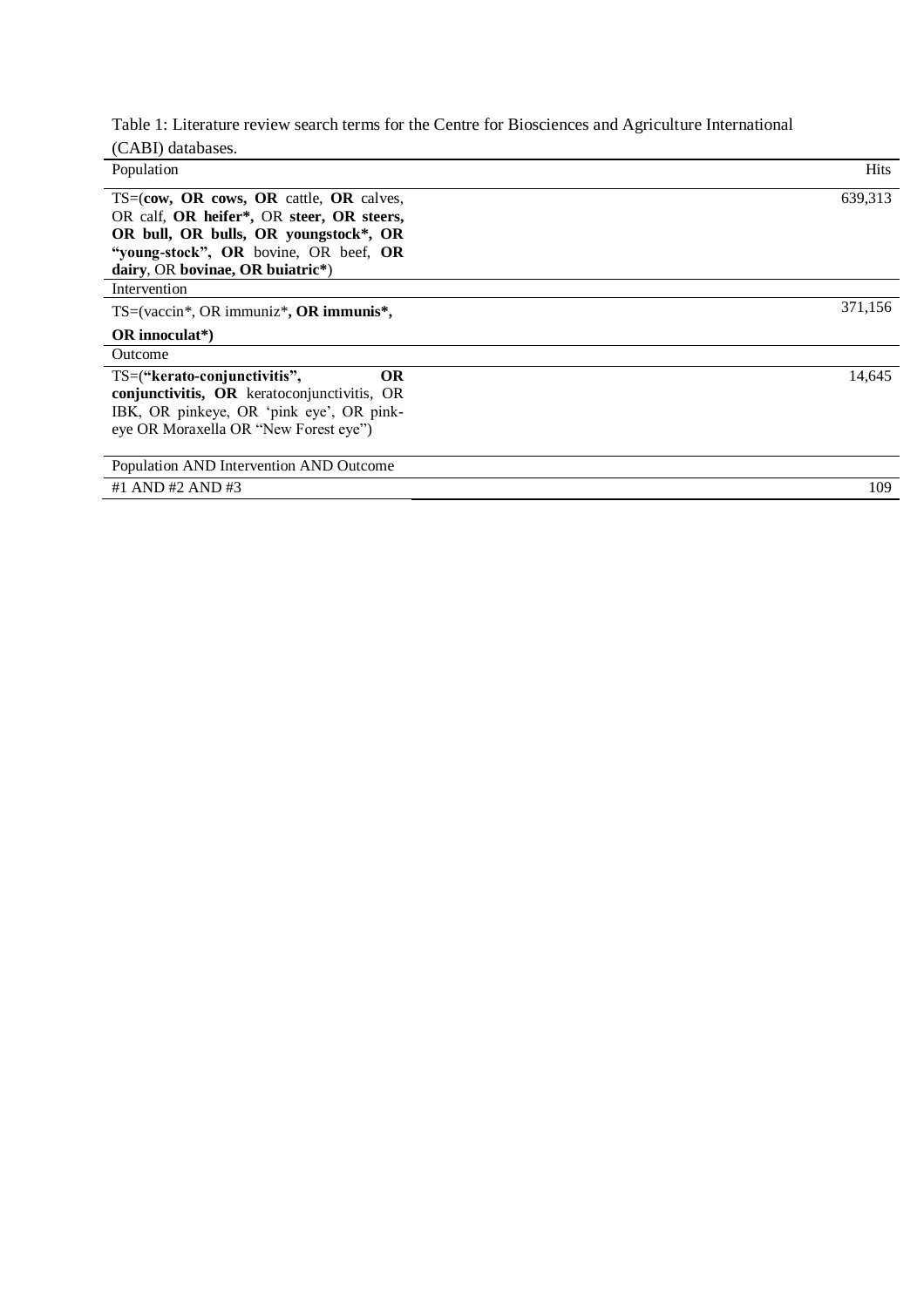Table 1: Literature review search terms for the Centre for Biosciences and Agriculture International (CABI) databases.

| Population | Hits |
| --- | --- |
| TS=(**cow, OR cows, OR** cattle, **OR** calves, OR calf, **OR heifer*,** OR **steer, OR steers, OR bull, OR bulls, OR youngstock*, OR "young-stock", OR** bovine, OR beef, **OR dairy**, OR **bovinae, OR buiatric***) | 639,313 |
| Intervention | |
| TS=(vaccin*, OR immuniz***, OR immunis*, OR innoculat*)** | 371,156 |
| Outcome | |
| TS=(**"kerato-conjunctivitis", OR conjunctivitis, OR** keratoconjunctivitis, OR IBK, OR pinkeye, OR 'pink eye', OR pink-eye OR Moraxella OR "New Forest eye") | 14,645 |
| Population AND Intervention AND Outcome | |
| #1 AND #2 AND #3 | 109 |